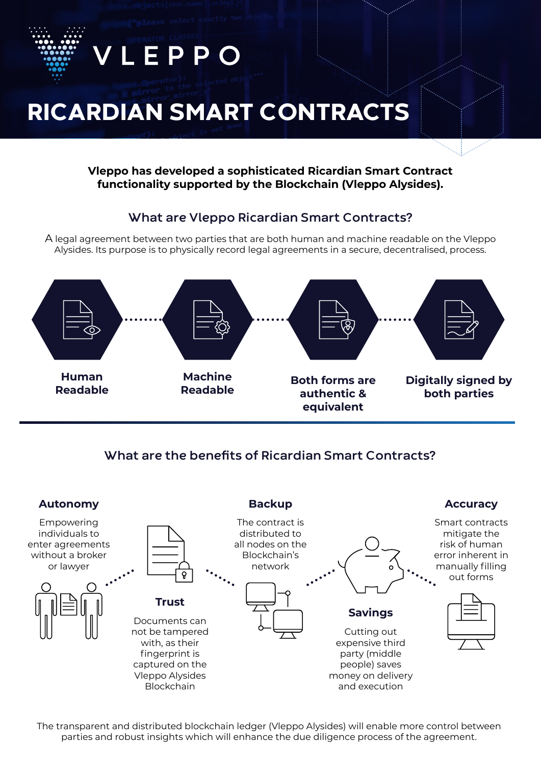VLEPPO

# RICARDIAN SMART CONTRACTS

**Vleppo has developed a sophisticated Ricardian Smart Contract functionality supported by the Blockchain (Vleppo Alysides).**

## What are Vleppo Ricardian Smart Contracts?

A legal agreement between two parties that are both human and machine readable on the Vleppo Alysides. Its purpose is to physically record legal agreements in a secure, decentralised, process.

- **Human Readable**
- **Machine Readable**
- **Both forms are authentic & equivalent**
- **Digitally signed by both parties**

## What are the benefits of Ricardian Smart Contracts?

### Autonomy

Empowering individuals to enter agreements without a broker or lawyer

### Trust

Documents can not be tampered with, as their fingerprint is captured on the Vleppo Alysides Blockchain

### Backup

The contract is distributed to all nodes on the Blockchain's network

### Savings

Cutting out expensive third party (middle people) saves money on delivery and execution

### Accuracy

Smart contracts mitigate the risk of human error inherent in manually filling out forms

The transparent and distributed blockchain ledger (Vleppo Alysides) will enable more control between parties and robust insights which will enhance the due diligence process of the agreement.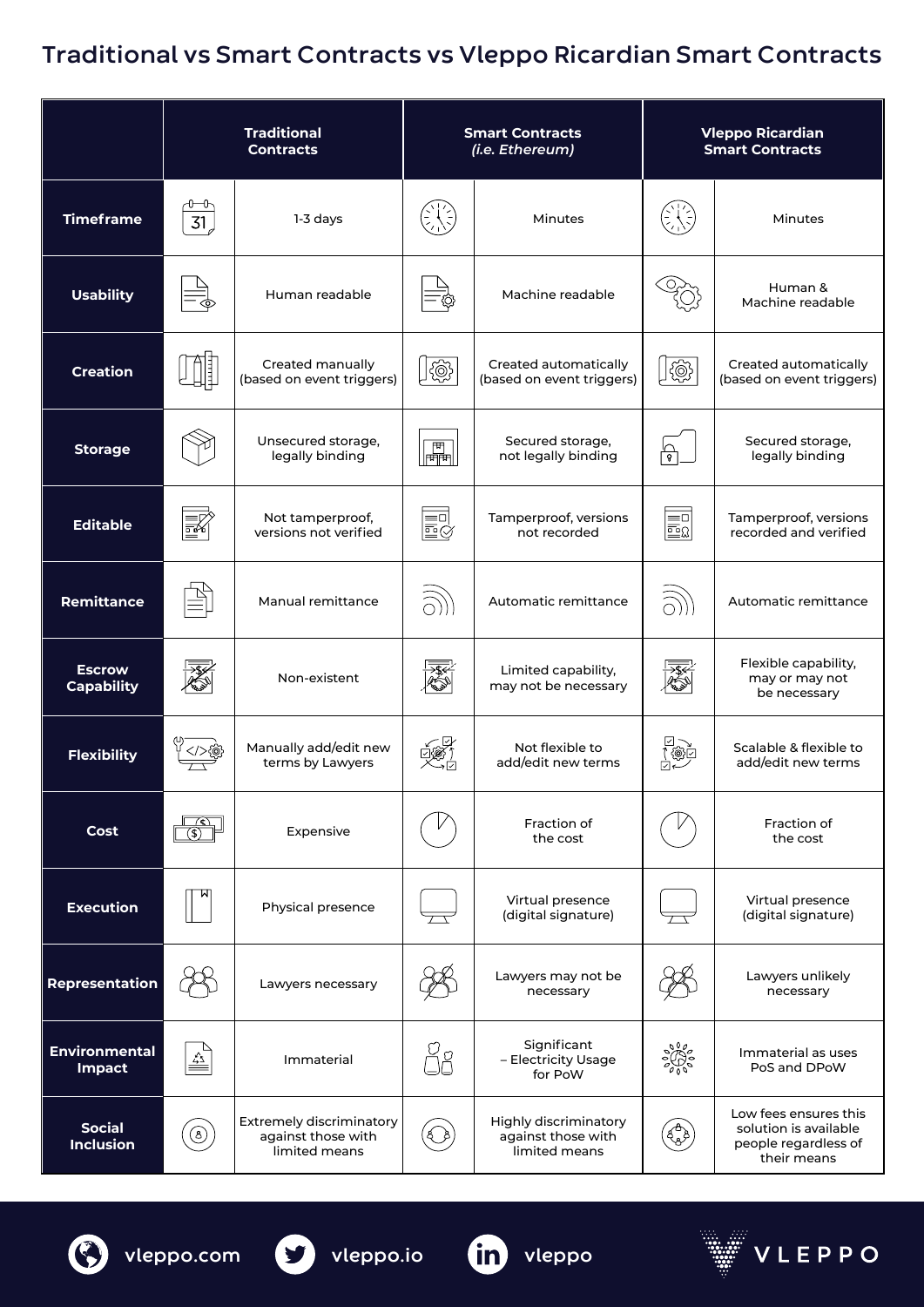# Traditional vs Smart Contracts vs Vleppo Ricardian Smart Contracts

| | Traditional Contracts | Smart Contracts *(i.e. Ethereum)* | Vleppo Ricardian Smart Contracts |
|---|---|---|---|
| **Timeframe** | 1-3 days | Minutes | Minutes |
| **Usability** | Human readable | Machine readable | Human & Machine readable |
| **Creation** | Created manually (based on event triggers) | Created automatically (based on event triggers) | Created automatically (based on event triggers) |
| **Storage** | Unsecured storage, legally binding | Secured storage, not legally binding | Secured storage, legally binding |
| **Editable** | Not tamperproof, versions not verified | Tamperproof, versions not recorded | Tamperproof, versions recorded and verified |
| **Remittance** | Manual remittance | Automatic remittance | Automatic remittance |
| **Escrow Capability** | Non-existent | Limited capability, may not be necessary | Flexible capability, may or may not be necessary |
| **Flexibility** | Manually add/edit new terms by Lawyers | Not flexible to add/edit new terms | Scalable & flexible to add/edit new terms |
| **Cost** | Expensive | Fraction of the cost | Fraction of the cost |
| **Execution** | Physical presence | Virtual presence (digital signature) | Virtual presence (digital signature) |
| **Representation** | Lawyers necessary | Lawyers may not be necessary | Lawyers unlikely necessary |
| **Environmental Impact** | Immaterial | Significant – Electricity Usage for PoW | Immaterial as uses PoS and DPoW |
| **Social Inclusion** | Extremely discriminatory against those with limited means | Highly discriminatory against those with limited means | Low fees ensures this solution is available people regardless of their means |

vleppo.com

vleppo.io

vleppo

VLEPPO